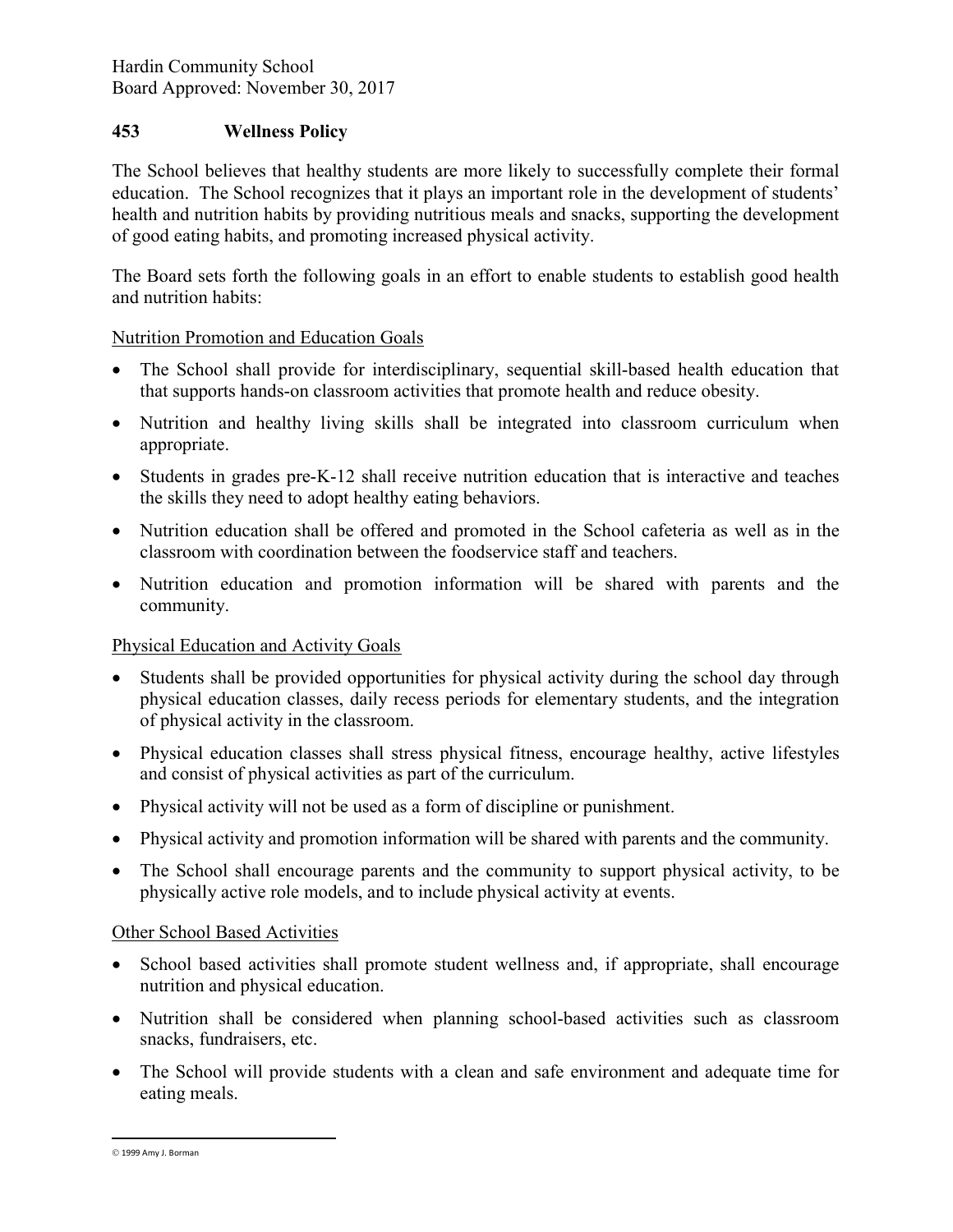Hardin Community School
Board Approved: November 30, 2017

## 453 Wellness Policy

The School believes that healthy students are more likely to successfully complete their formal education. The School recognizes that it plays an important role in the development of students' health and nutrition habits by providing nutritious meals and snacks, supporting the development of good eating habits, and promoting increased physical activity.

The Board sets forth the following goals in an effort to enable students to establish good health and nutrition habits:

<u>Nutrition Promotion and Education Goals</u>

- The School shall provide for interdisciplinary, sequential skill-based health education that that supports hands-on classroom activities that promote health and reduce obesity.
- Nutrition and healthy living skills shall be integrated into classroom curriculum when appropriate.
- Students in grades pre-K-12 shall receive nutrition education that is interactive and teaches the skills they need to adopt healthy eating behaviors.
- Nutrition education shall be offered and promoted in the School cafeteria as well as in the classroom with coordination between the foodservice staff and teachers.
- Nutrition education and promotion information will be shared with parents and the community.

<u>Physical Education and Activity Goals</u>

- Students shall be provided opportunities for physical activity during the school day through physical education classes, daily recess periods for elementary students, and the integration of physical activity in the classroom.
- Physical education classes shall stress physical fitness, encourage healthy, active lifestyles and consist of physical activities as part of the curriculum.
- Physical activity will not be used as a form of discipline or punishment.
- Physical activity and promotion information will be shared with parents and the community.
- The School shall encourage parents and the community to support physical activity, to be physically active role models, and to include physical activity at events.

<u>Other School Based Activities</u>

- School based activities shall promote student wellness and, if appropriate, shall encourage nutrition and physical education.
- Nutrition shall be considered when planning school-based activities such as classroom snacks, fundraisers, etc.
- The School will provide students with a clean and safe environment and adequate time for eating meals.

© 1999 Amy J. Borman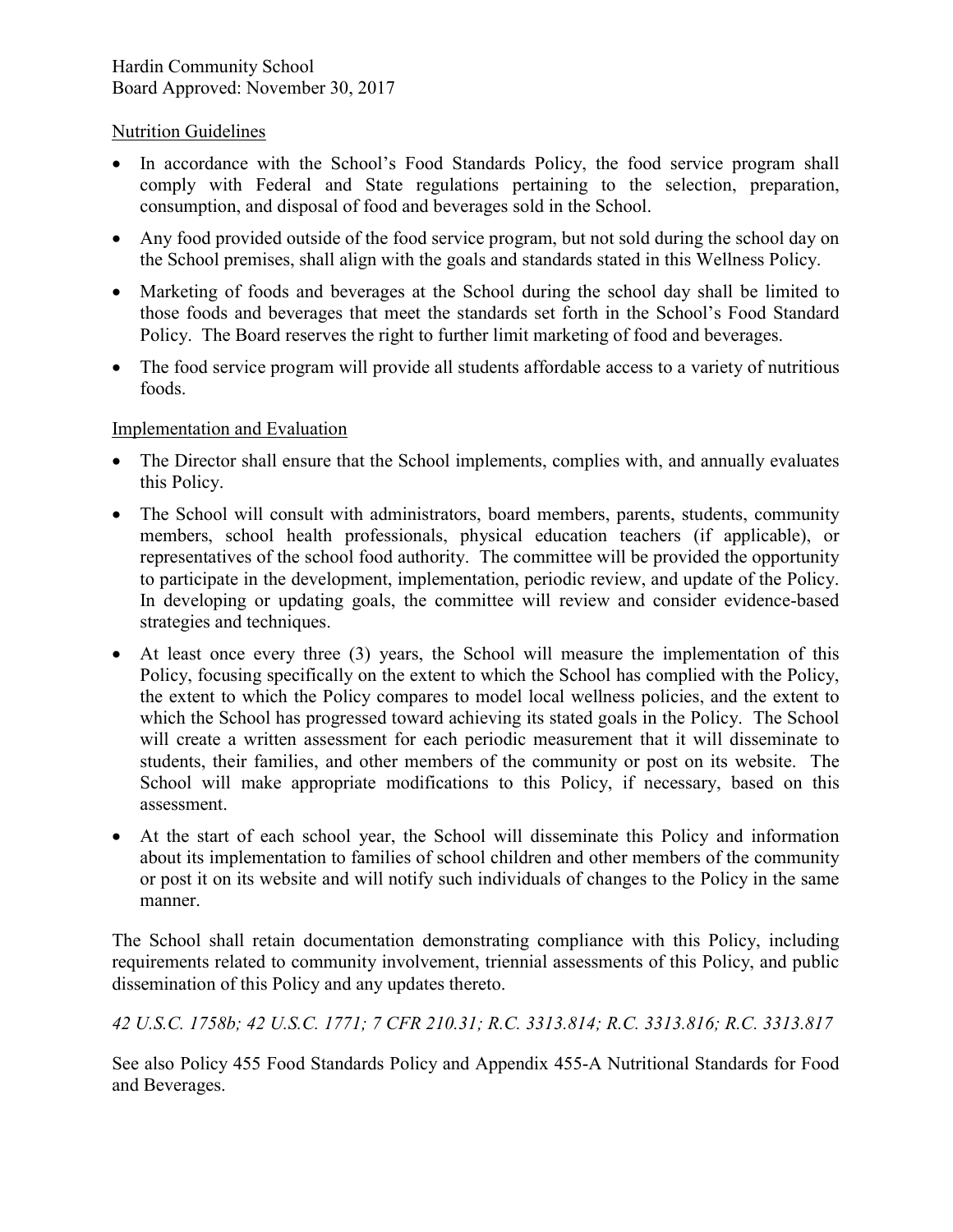Hardin Community School
Board Approved: November 30, 2017

Nutrition Guidelines

- In accordance with the School's Food Standards Policy, the food service program shall comply with Federal and State regulations pertaining to the selection, preparation, consumption, and disposal of food and beverages sold in the School.
- Any food provided outside of the food service program, but not sold during the school day on the School premises, shall align with the goals and standards stated in this Wellness Policy.
- Marketing of foods and beverages at the School during the school day shall be limited to those foods and beverages that meet the standards set forth in the School's Food Standard Policy. The Board reserves the right to further limit marketing of food and beverages.
- The food service program will provide all students affordable access to a variety of nutritious foods.

Implementation and Evaluation

- The Director shall ensure that the School implements, complies with, and annually evaluates this Policy.
- The School will consult with administrators, board members, parents, students, community members, school health professionals, physical education teachers (if applicable), or representatives of the school food authority. The committee will be provided the opportunity to participate in the development, implementation, periodic review, and update of the Policy. In developing or updating goals, the committee will review and consider evidence-based strategies and techniques.
- At least once every three (3) years, the School will measure the implementation of this Policy, focusing specifically on the extent to which the School has complied with the Policy, the extent to which the Policy compares to model local wellness policies, and the extent to which the School has progressed toward achieving its stated goals in the Policy. The School will create a written assessment for each periodic measurement that it will disseminate to students, their families, and other members of the community or post on its website. The School will make appropriate modifications to this Policy, if necessary, based on this assessment.
- At the start of each school year, the School will disseminate this Policy and information about its implementation to families of school children and other members of the community or post it on its website and will notify such individuals of changes to the Policy in the same manner.

The School shall retain documentation demonstrating compliance with this Policy, including requirements related to community involvement, triennial assessments of this Policy, and public dissemination of this Policy and any updates thereto.

*42 U.S.C. 1758b; 42 U.S.C. 1771; 7 CFR 210.31; R.C. 3313.814; R.C. 3313.816; R.C. 3313.817*

See also Policy 455 Food Standards Policy and Appendix 455-A Nutritional Standards for Food and Beverages.